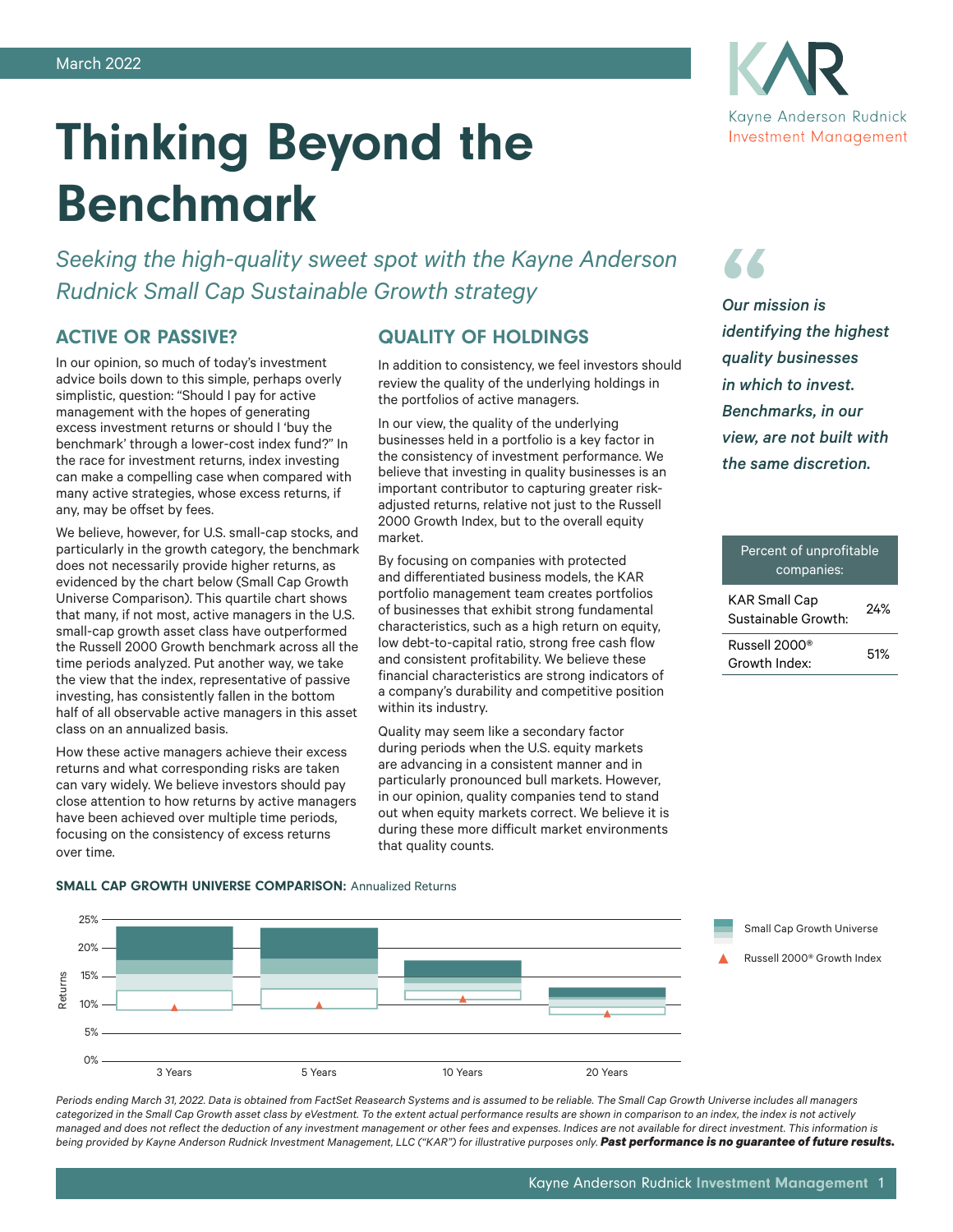March 2022

# Thinking Beyond the Benchmark

*Seeking the high-quality sweet spot with the Kayne Anderson Rudnick Small Cap Sustainable Growth strategy*

## ACTIVE OR PASSIVE?

In our opinion, so much of today's investment advice boils down to this simple, perhaps overly simplistic, question: "Should I pay for active management with the hopes of generating excess investment returns or should I 'buy the benchmark' through a lower-cost index fund?" In the race for investment returns, index investing can make a compelling case when compared with many active strategies, whose excess returns, if any, may be offset by fees.

We believe, however, for U.S. small-cap stocks, and particularly in the growth category, the benchmark does not necessarily provide higher returns, as evidenced by the chart below (Small Cap Growth Universe Comparison). This quartile chart shows that many, if not most, active managers in the U.S. small-cap growth asset class have outperformed the Russell 2000 Growth benchmark across all the time periods analyzed. Put another way, we take the view that the index, representative of passive investing, has consistently fallen in the bottom half of all observable active managers in this asset class on an annualized basis.

How these active managers achieve their excess returns and what corresponding risks are taken can vary widely. We believe investors should pay close attention to how returns by active managers have been achieved over multiple time periods, focusing on the consistency of excess returns over time.

## QUALITY OF HOLDINGS

In addition to consistency, we feel investors should review the quality of the underlying holdings in the portfolios of active managers.

In our view, the quality of the underlying businesses held in a portfolio is a key factor in the consistency of investment performance. We believe that investing in quality businesses is an important contributor to capturing greater risk-adjusted returns, relative not just to the Russell 2000 Growth Index, but to the overall equity market.

By focusing on companies with protected and differentiated business models, the KAR portfolio management team creates portfolios of businesses that exhibit strong fundamental characteristics, such as a high return on equity, low debt-to-capital ratio, strong free cash flow and consistent profitability. We believe these financial characteristics are strong indicators of a company's durability and competitive position within its industry.

Quality may seem like a secondary factor during periods when the U.S. equity markets are advancing in a consistent manner and in particularly pronounced bull markets. However, in our opinion, quality companies tend to stand out when equity markets correct. We believe it is during these more difficult market environments that quality counts.

> *Our mission is identifying the highest quality businesses in which to invest. Benchmarks, in our view, are not built with the same discretion.*

| Percent of unprofitable companies: | |
|---|---|
| KAR Small Cap Sustainable Growth: | 24% |
| Russell 2000® Growth Index: | 51% |

**SMALL CAP GROWTH UNIVERSE COMPARISON:** Annualized Returns

Returns
25%
20%
15%
10%
5%
0%
3 Years
5 Years
10 Years
20 Years
Small Cap Growth Universe
Russell 2000® Growth Index

*Periods ending March 31, 2022. Data is obtained from FactSet Reasearch Systems and is assumed to be reliable. The Small Cap Growth Universe includes all managers categorized in the Small Cap Growth asset class by eVestment. To the extent actual performance results are shown in comparison to an index, the index is not actively managed and does not reflect the deduction of any investment management or other fees and expenses. Indices are not available for direct investment. This information is being provided by Kayne Anderson Rudnick Investment Management, LLC ("KAR") for illustrative purposes only.* ***Past performance is no guarantee of future results.***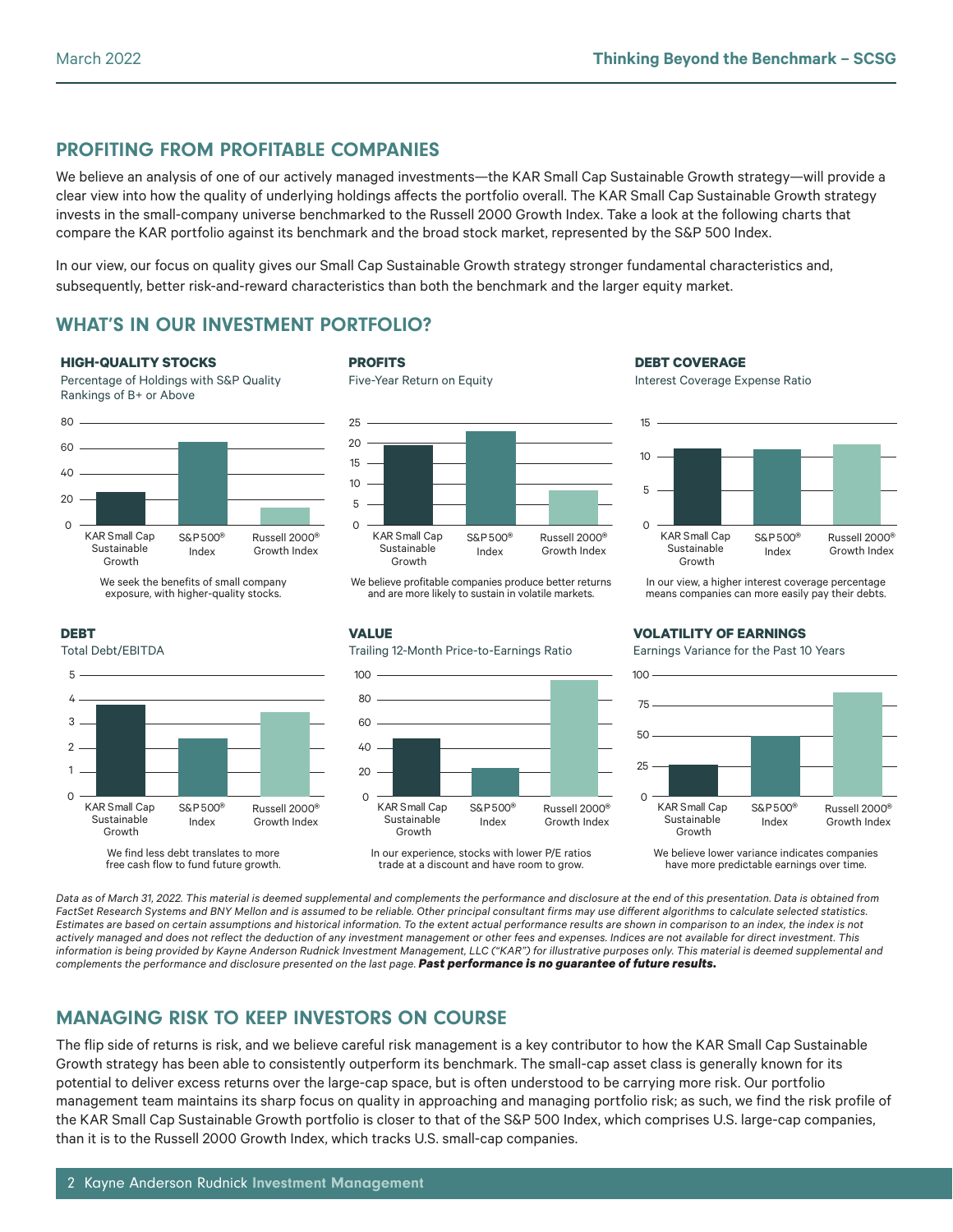## PROFITING FROM PROFITABLE COMPANIES

We believe an analysis of one of our actively managed investments—the KAR Small Cap Sustainable Growth strategy—will provide a clear view into how the quality of underlying holdings affects the portfolio overall. The KAR Small Cap Sustainable Growth strategy invests in the small-company universe benchmarked to the Russell 2000 Growth Index. Take a look at the following charts that compare the KAR portfolio against its benchmark and the broad stock market, represented by the S&P 500 Index.

In our view, our focus on quality gives our Small Cap Sustainable Growth strategy stronger fundamental characteristics and, subsequently, better risk-and-reward characteristics than both the benchmark and the larger equity market.

## WHAT'S IN OUR INVESTMENT PORTFOLIO?

**HIGH-QUALITY STOCKS**

Percentage of Holdings with S&P Quality Rankings of B+ or Above

0
20
40
60
80

KAR Small Cap Sustainable Growth
S&P 500® Index
Russell 2000® Growth Index

We seek the benefits of small company exposure, with higher-quality stocks.

**PROFITS**

Five-Year Return on Equity

0
5
10
15
20
25

KAR Small Cap Sustainable Growth
S&P 500® Index
Russell 2000® Growth Index

We believe profitable companies produce better returns and are more likely to sustain in volatile markets.

**DEBT COVERAGE**

Interest Coverage Expense Ratio

0
5
10
15

KAR Small Cap Sustainable Growth
S&P 500® Index
Russell 2000® Growth Index

In our view, a higher interest coverage percentage means companies can more easily pay their debts.

**DEBT**

Total Debt/EBITDA

0
1
2
3
4
5

KAR Small Cap Sustainable Growth
S&P 500® Index
Russell 2000® Growth Index

We find less debt translates to more free cash flow to fund future growth.

**VALUE**

Trailing 12-Month Price-to-Earnings Ratio

0
20
40
60
80
100

KAR Small Cap Sustainable Growth
S&P 500® Index
Russell 2000® Growth Index

In our experience, stocks with lower P/E ratios trade at a discount and have room to grow.

**VOLATILITY OF EARNINGS**

Earnings Variance for the Past 10 Years

0
25
50
75
100

KAR Small Cap Sustainable Growth
S&P 500® Index
Russell 2000® Growth Index

We believe lower variance indicates companies have more predictable earnings over time.

*Data as of March 31, 2022. This material is deemed supplemental and complements the performance and disclosure at the end of this presentation. Data is obtained from FactSet Research Systems and BNY Mellon and is assumed to be reliable. Other principal consultant firms may use different algorithms to calculate selected statistics. Estimates are based on certain assumptions and historical information. To the extent actual performance results are shown in comparison to an index, the index is not actively managed and does not reflect the deduction of any investment management or other fees and expenses. Indices are not available for direct investment. This information is being provided by Kayne Anderson Rudnick Investment Management, LLC ("KAR") for illustrative purposes only. This material is deemed supplemental and complements the performance and disclosure presented on the last page.* ***Past performance is no guarantee of future results.***

## MANAGING RISK TO KEEP INVESTORS ON COURSE

The flip side of returns is risk, and we believe careful risk management is a key contributor to how the KAR Small Cap Sustainable Growth strategy has been able to consistently outperform its benchmark. The small-cap asset class is generally known for its potential to deliver excess returns over the large-cap space, but is often understood to be carrying more risk. Our portfolio management team maintains its sharp focus on quality in approaching and managing portfolio risk; as such, we find the risk profile of the KAR Small Cap Sustainable Growth portfolio is closer to that of the S&P 500 Index, which comprises U.S. large-cap companies, than it is to the Russell 2000 Growth Index, which tracks U.S. small-cap companies.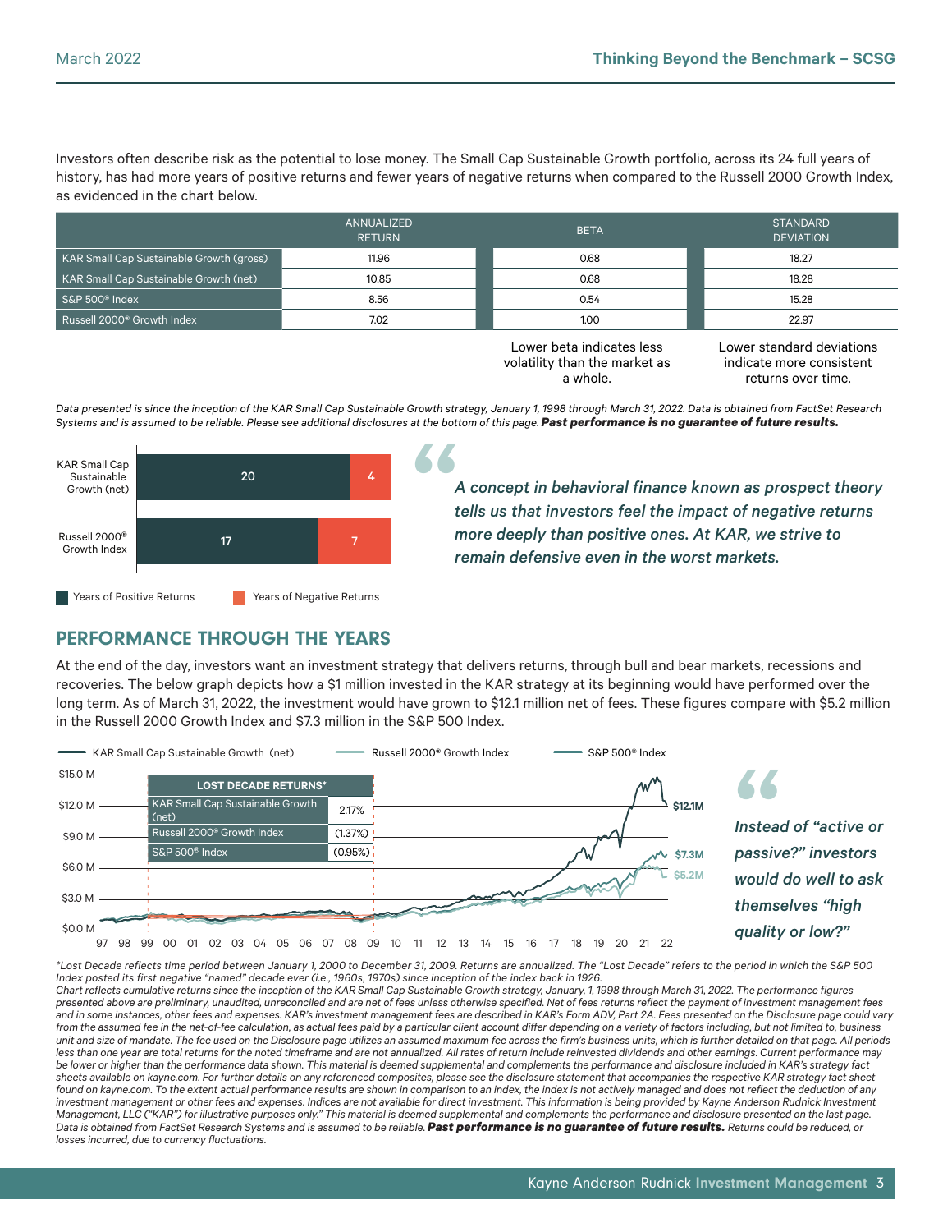Investors often describe risk as the potential to lose money. The Small Cap Sustainable Growth portfolio, across its 24 full years of history, has had more years of positive returns and fewer years of negative returns when compared to the Russell 2000 Growth Index, as evidenced in the chart below.

| | ANNUALIZED RETURN | BETA | STANDARD DEVIATION |
|---|---|---|---|
| KAR Small Cap Sustainable Growth (gross) | 11.96 | 0.68 | 18.27 |
| KAR Small Cap Sustainable Growth (net) | 10.85 | 0.68 | 18.28 |
| S&P 500® Index | 8.56 | 0.54 | 15.28 |
| Russell 2000® Growth Index | 7.02 | 1.00 | 22.97 |
| | | Lower beta indicates less volatility than the market as a whole. | Lower standard deviations indicate more consistent returns over time. |

*Data presented is since the inception of the KAR Small Cap Sustainable Growth strategy, January 1, 1998 through March 31, 2022. Data is obtained from FactSet Research Systems and is assumed to be reliable. Please see additional disclosures at the bottom of this page.* ***Past performance is no guarantee of future results.***

KAR Small Cap Sustainable Growth (net)
20
4

Russell 2000® Growth Index
17
7

Years of Positive Returns
Years of Negative Returns

> *A concept in behavioral finance known as prospect theory tells us that investors feel the impact of negative returns more deeply than positive ones. At KAR, we strive to remain defensive even in the worst markets.*

## PERFORMANCE THROUGH THE YEARS

At the end of the day, investors want an investment strategy that delivers returns, through bull and bear markets, recessions and recoveries. The below graph depicts how a $1 million invested in the KAR strategy at its beginning would have performed over the long term. As of March 31, 2022, the investment would have grown to $12.1 million net of fees. These figures compare with $5.2 million in the Russell 2000 Growth Index and $7.3 million in the S&P 500 Index.

KAR Small Cap Sustainable Growth (net)
Russell 2000® Growth Index
S&P 500® Index

$15.0 M
$12.0 M
$9.0 M
$6.0 M
$3.0 M
$0.0 M

97 98 99 00 01 02 03 04 05 06 07 08 09 10 11 12 13 14 15 16 17 18 19 20 21 22

$12.1M
$7.3M
$5.2M

| LOST DECADE RETURNS* | |
|---|---|
| KAR Small Cap Sustainable Growth (net) | 2.17% |
| Russell 2000® Growth Index | (1.37%) |
| S&P 500® Index | (0.95%) |

> *Instead of "active or passive?" investors would do well to ask themselves "high quality or low?"*

*\*Lost Decade reflects time period between January 1, 2000 to December 31, 2009. Returns are annualized. The "Lost Decade" refers to the period in which the S&P 500 Index posted its first negative "named" decade ever (i.e., 1960s, 1970s) since inception of the index back in 1926.*
*Chart reflects cumulative returns since the inception of the KAR Small Cap Sustainable Growth strategy, January, 1, 1998 through March 31, 2022. The performance figures presented above are preliminary, unaudited, unreconciled and are net of fees unless otherwise specified. Net of fees returns reflect the payment of investment management fees and in some instances, other fees and expenses. KAR's investment management fees are described in KAR's Form ADV, Part 2A. Fees presented on the Disclosure page could vary from the assumed fee in the net-of-fee calculation, as actual fees paid by a particular client account differ depending on a variety of factors including, but not limited to, business unit and size of mandate. The fee used on the Disclosure page utilizes an assumed maximum fee across the firm's business units, which is further detailed on that page. All periods less than one year are total returns for the noted timeframe and are not annualized. All rates of return include reinvested dividends and other earnings. Current performance may be lower or higher than the performance data shown. This material is deemed supplemental and complements the performance and disclosure included in KAR's strategy fact sheets available on kayne.com. For further details on any referenced composites, please see the disclosure statement that accompanies the respective KAR strategy fact sheet found on kayne.com. To the extent actual performance results are shown in comparison to an index, the index is not actively managed and does not reflect the deduction of any investment management or other fees and expenses. Indices are not available for direct investment. This information is being provided by Kayne Anderson Rudnick Investment Management, LLC ("KAR") for illustrative purposes only." This material is deemed supplemental and complements the performance and disclosure presented on the last page. Data is obtained from FactSet Research Systems and is assumed to be reliable.* ***Past performance is no guarantee of future results.*** *Returns could be reduced, or losses incurred, due to currency fluctuations.*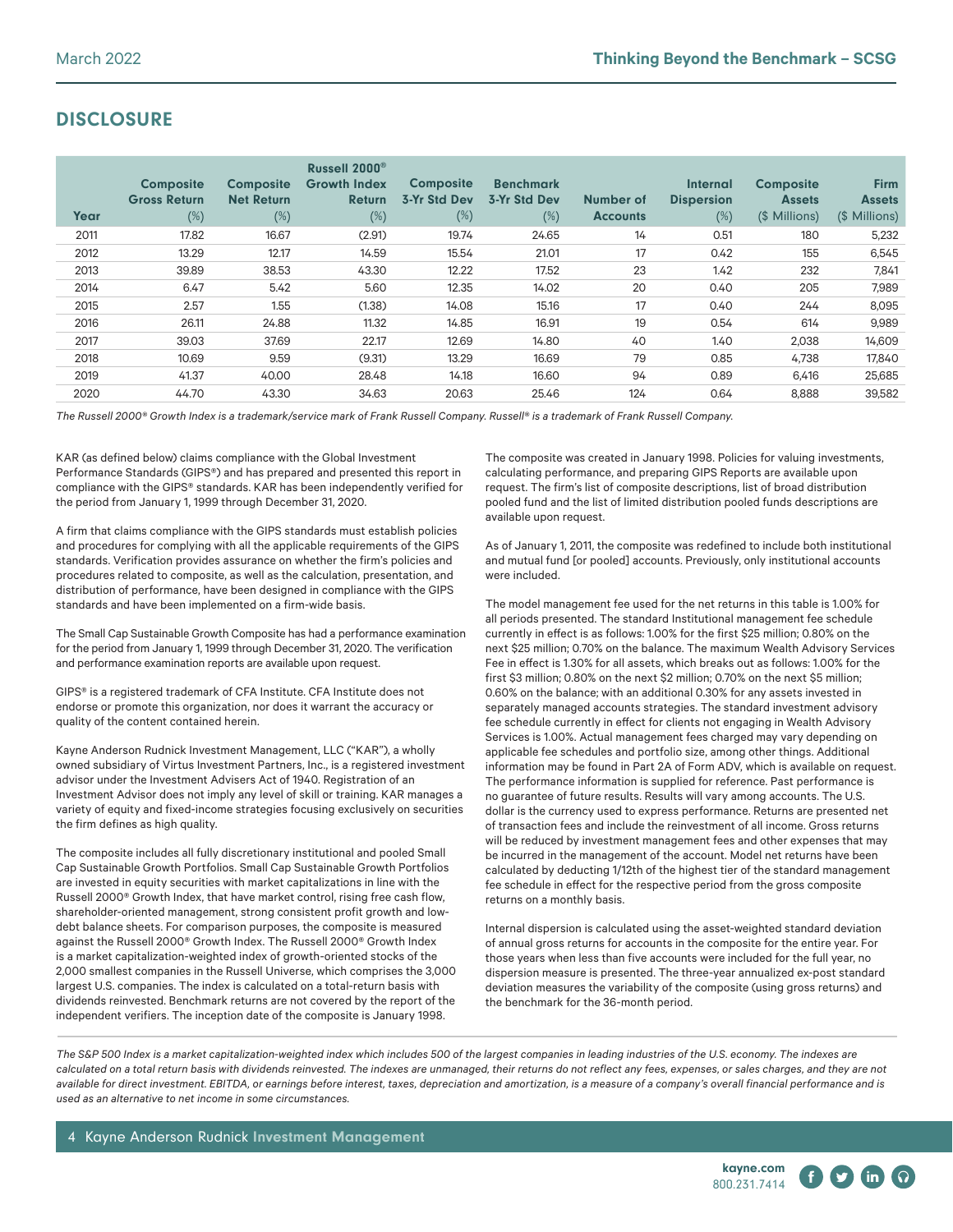## DISCLOSURE

| Year | Composite Gross Return (%) | Composite Net Return (%) | Russell 2000® Growth Index Return (%) | Composite 3-Yr Std Dev (%) | Benchmark 3-Yr Std Dev (%) | Number of Accounts | Internal Dispersion (%) | Composite Assets ($ Millions) | Firm Assets ($ Millions) |
|---|---|---|---|---|---|---|---|---|---|
| 2011 | 17.82 | 16.67 | (2.91) | 19.74 | 24.65 | 14 | 0.51 | 180 | 5,232 |
| 2012 | 13.29 | 12.17 | 14.59 | 15.54 | 21.01 | 17 | 0.42 | 155 | 6,545 |
| 2013 | 39.89 | 38.53 | 43.30 | 12.22 | 17.52 | 23 | 1.42 | 232 | 7,841 |
| 2014 | 6.47 | 5.42 | 5.60 | 12.35 | 14.02 | 20 | 0.40 | 205 | 7,989 |
| 2015 | 2.57 | 1.55 | (1.38) | 14.08 | 15.16 | 17 | 0.40 | 244 | 8,095 |
| 2016 | 26.11 | 24.88 | 11.32 | 14.85 | 16.91 | 19 | 0.54 | 614 | 9,989 |
| 2017 | 39.03 | 37.69 | 22.17 | 12.69 | 14.80 | 40 | 1.40 | 2,038 | 14,609 |
| 2018 | 10.69 | 9.59 | (9.31) | 13.29 | 16.69 | 79 | 0.85 | 4,738 | 17,840 |
| 2019 | 41.37 | 40.00 | 28.48 | 14.18 | 16.60 | 94 | 0.89 | 6,416 | 25,685 |
| 2020 | 44.70 | 43.30 | 34.63 | 20.63 | 25.46 | 124 | 0.64 | 8,888 | 39,582 |

*The Russell 2000® Growth Index is a trademark/service mark of Frank Russell Company. Russell® is a trademark of Frank Russell Company.*

KAR (as defined below) claims compliance with the Global Investment Performance Standards (GIPS®) and has prepared and presented this report in compliance with the GIPS® standards. KAR has been independently verified for the period from January 1, 1999 through December 31, 2020.

A firm that claims compliance with the GIPS standards must establish policies and procedures for complying with all the applicable requirements of the GIPS standards. Verification provides assurance on whether the firm's policies and procedures related to composite, as well as the calculation, presentation, and distribution of performance, have been designed in compliance with the GIPS standards and have been implemented on a firm-wide basis.

The Small Cap Sustainable Growth Composite has had a performance examination for the period from January 1, 1999 through December 31, 2020. The verification and performance examination reports are available upon request.

GIPS® is a registered trademark of CFA Institute. CFA Institute does not endorse or promote this organization, nor does it warrant the accuracy or quality of the content contained herein.

Kayne Anderson Rudnick Investment Management, LLC ("KAR"), a wholly owned subsidiary of Virtus Investment Partners, Inc., is a registered investment advisor under the Investment Advisers Act of 1940. Registration of an Investment Advisor does not imply any level of skill or training. KAR manages a variety of equity and fixed-income strategies focusing exclusively on securities the firm defines as high quality.

The composite includes all fully discretionary institutional and pooled Small Cap Sustainable Growth Portfolios. Small Cap Sustainable Growth Portfolios are invested in equity securities with market capitalizations in line with the Russell 2000® Growth Index, that have market control, rising free cash flow, shareholder-oriented management, strong consistent profit growth and low-debt balance sheets. For comparison purposes, the composite is measured against the Russell 2000® Growth Index. The Russell 2000® Growth Index is a market capitalization-weighted index of growth-oriented stocks of the 2,000 smallest companies in the Russell Universe, which comprises the 3,000 largest U.S. companies. The index is calculated on a total-return basis with dividends reinvested. Benchmark returns are not covered by the report of the independent verifiers. The inception date of the composite is January 1998.

The composite was created in January 1998. Policies for valuing investments, calculating performance, and preparing GIPS Reports are available upon request. The firm's list of composite descriptions, list of broad distribution pooled fund and the list of limited distribution pooled funds descriptions are available upon request.

As of January 1, 2011, the composite was redefined to include both institutional and mutual fund [or pooled] accounts. Previously, only institutional accounts were included.

The model management fee used for the net returns in this table is 1.00% for all periods presented. The standard Institutional management fee schedule currently in effect is as follows: 1.00% for the first $25 million; 0.80% on the next $25 million; 0.70% on the balance. The maximum Wealth Advisory Services Fee in effect is 1.30% for all assets, which breaks out as follows: 1.00% for the first $3 million; 0.80% on the next $2 million; 0.70% on the next $5 million; 0.60% on the balance; with an additional 0.30% for any assets invested in separately managed accounts strategies. The standard investment advisory fee schedule currently in effect for clients not engaging in Wealth Advisory Services is 1.00%. Actual management fees charged may vary depending on applicable fee schedules and portfolio size, among other things. Additional information may be found in Part 2A of Form ADV, which is available on request. The performance information is supplied for reference. Past performance is no guarantee of future results. Results will vary among accounts. The U.S. dollar is the currency used to express performance. Returns are presented net of transaction fees and include the reinvestment of all income. Gross returns will be reduced by investment management fees and other expenses that may be incurred in the management of the account. Model net returns have been calculated by deducting 1/12th of the highest tier of the standard management fee schedule in effect for the respective period from the gross composite returns on a monthly basis.

Internal dispersion is calculated using the asset-weighted standard deviation of annual gross returns for accounts in the composite for the entire year. For those years when less than five accounts were included for the full year, no dispersion measure is presented. The three-year annualized ex-post standard deviation measures the variability of the composite (using gross returns) and the benchmark for the 36-month period.

*The S&P 500 Index is a market capitalization-weighted index which includes 500 of the largest companies in leading industries of the U.S. economy. The indexes are calculated on a total return basis with dividends reinvested. The indexes are unmanaged, their returns do not reflect any fees, expenses, or sales charges, and they are not available for direct investment. EBITDA, or earnings before interest, taxes, depreciation and amortization, is a measure of a company's overall financial performance and is used as an alternative to net income in some circumstances.*

kayne.com
800.231.7414